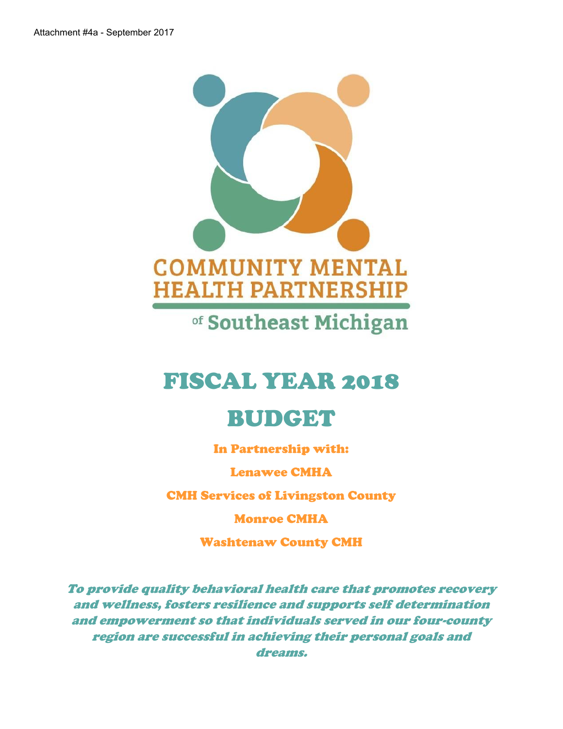Attachment #4a - September 2017

COMMUNITY MENTAL HEALTH PARTNERSHIP

of Southeast Michigan

# FISCAL YEAR 2018

# BUDGET

In Partnership with:

Lenawee CMHA

CMH Services of Livingston County

Monroe CMHA

Washtenaw County CMH

*To provide quality behavioral health care that promotes recovery and wellness, fosters resilience and supports self determination and empowerment so that individuals served in our four-county region are successful in achieving their personal goals and dreams.*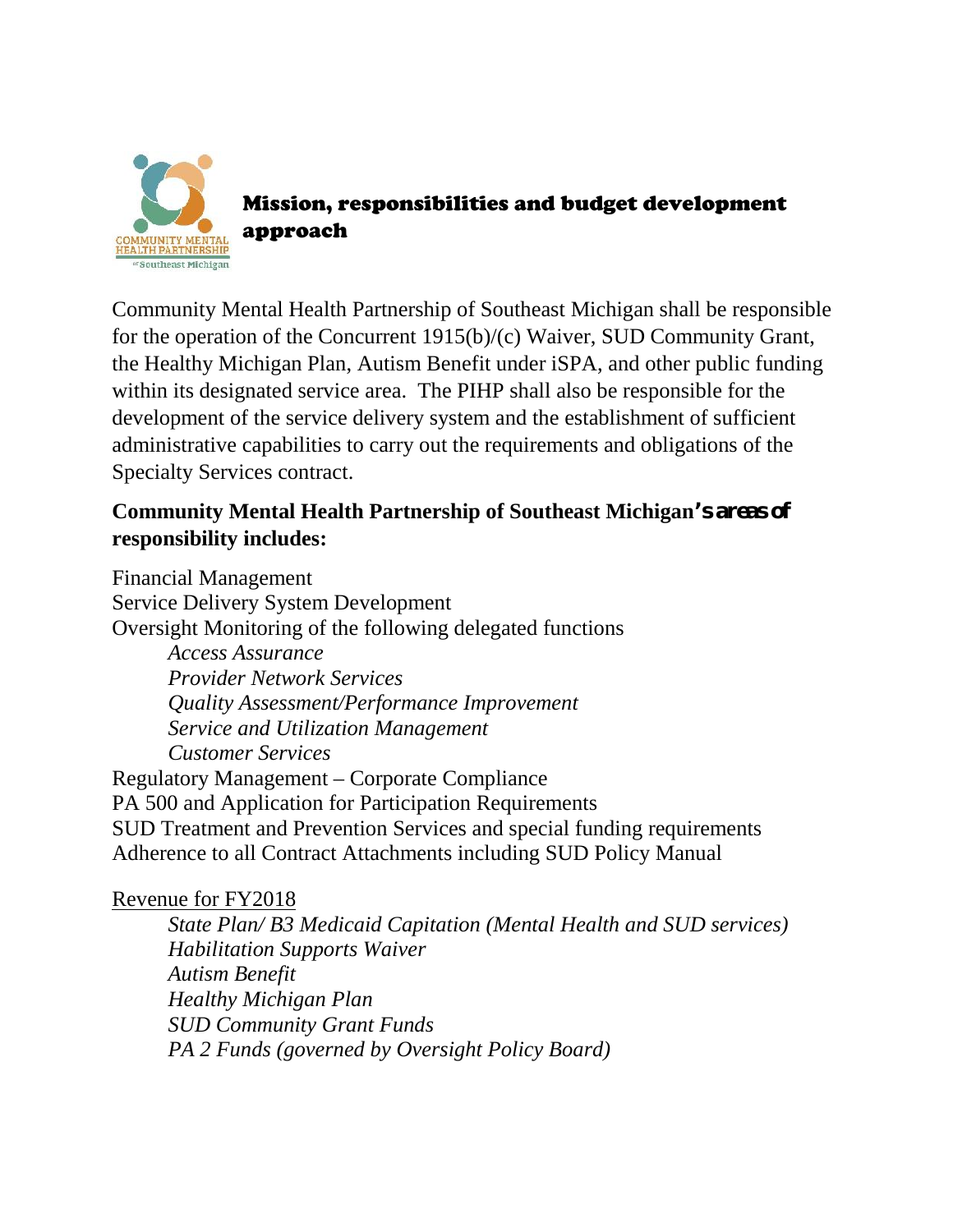## Mission, responsibilities and budget development approach

Community Mental Health Partnership of Southeast Michigan shall be responsible for the operation of the Concurrent 1915(b)/(c) Waiver, SUD Community Grant, the Healthy Michigan Plan, Autism Benefit under iSPA, and other public funding within its designated service area. The PIHP shall also be responsible for the development of the service delivery system and the establishment of sufficient administrative capabilities to carry out the requirements and obligations of the Specialty Services contract.

**Community Mental Health Partnership of Southeast Michigan's areas of responsibility includes:**

Financial Management
Service Delivery System Development
Oversight Monitoring of the following delegated functions

- *Access Assurance*
- *Provider Network Services*
- *Quality Assessment/Performance Improvement*
- *Service and Utilization Management*
- *Customer Services*

Regulatory Management – Corporate Compliance
PA 500 and Application for Participation Requirements
SUD Treatment and Prevention Services and special funding requirements
Adherence to all Contract Attachments including SUD Policy Manual

Revenue for FY2018

- *State Plan/ B3 Medicaid Capitation (Mental Health and SUD services)*
- *Habilitation Supports Waiver*
- *Autism Benefit*
- *Healthy Michigan Plan*
- *SUD Community Grant Funds*
- *PA 2 Funds (governed by Oversight Policy Board)*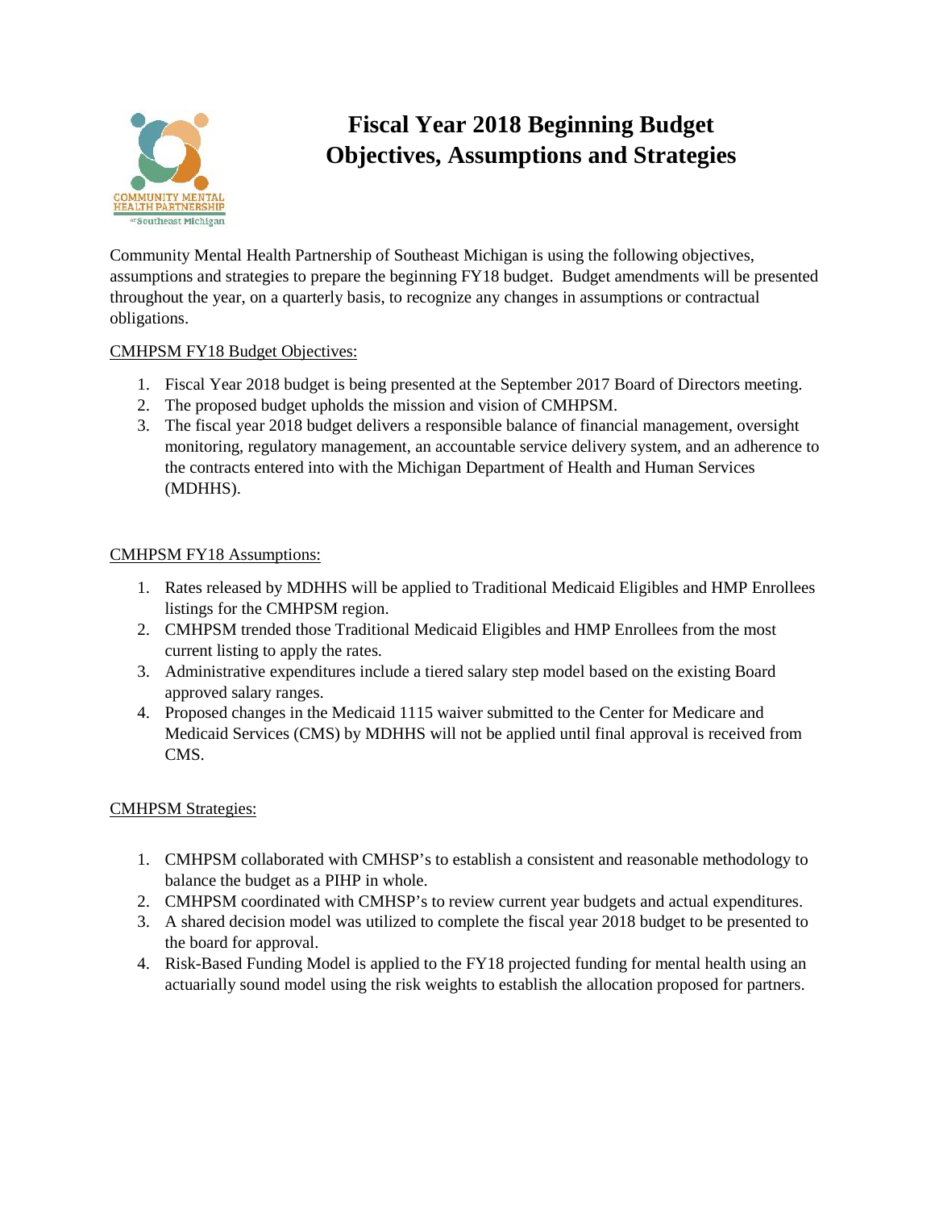# Fiscal Year 2018 Beginning Budget Objectives, Assumptions and Strategies

Community Mental Health Partnership of Southeast Michigan is using the following objectives, assumptions and strategies to prepare the beginning FY18 budget. Budget amendments will be presented throughout the year, on a quarterly basis, to recognize any changes in assumptions or contractual obligations.

## CMHPSM FY18 Budget Objectives:

1. Fiscal Year 2018 budget is being presented at the September 2017 Board of Directors meeting.
2. The proposed budget upholds the mission and vision of CMHPSM.
3. The fiscal year 2018 budget delivers a responsible balance of financial management, oversight monitoring, regulatory management, an accountable service delivery system, and an adherence to the contracts entered into with the Michigan Department of Health and Human Services (MDHHS).

## CMHPSM FY18 Assumptions:

1. Rates released by MDHHS will be applied to Traditional Medicaid Eligibles and HMP Enrollees listings for the CMHPSM region.
2. CMHPSM trended those Traditional Medicaid Eligibles and HMP Enrollees from the most current listing to apply the rates.
3. Administrative expenditures include a tiered salary step model based on the existing Board approved salary ranges.
4. Proposed changes in the Medicaid 1115 waiver submitted to the Center for Medicare and Medicaid Services (CMS) by MDHHS will not be applied until final approval is received from CMS.

## CMHPSM Strategies:

1. CMHPSM collaborated with CMHSP's to establish a consistent and reasonable methodology to balance the budget as a PIHP in whole.
2. CMHPSM coordinated with CMHSP's to review current year budgets and actual expenditures.
3. A shared decision model was utilized to complete the fiscal year 2018 budget to be presented to the board for approval.
4. Risk-Based Funding Model is applied to the FY18 projected funding for mental health using an actuarially sound model using the risk weights to establish the allocation proposed for partners.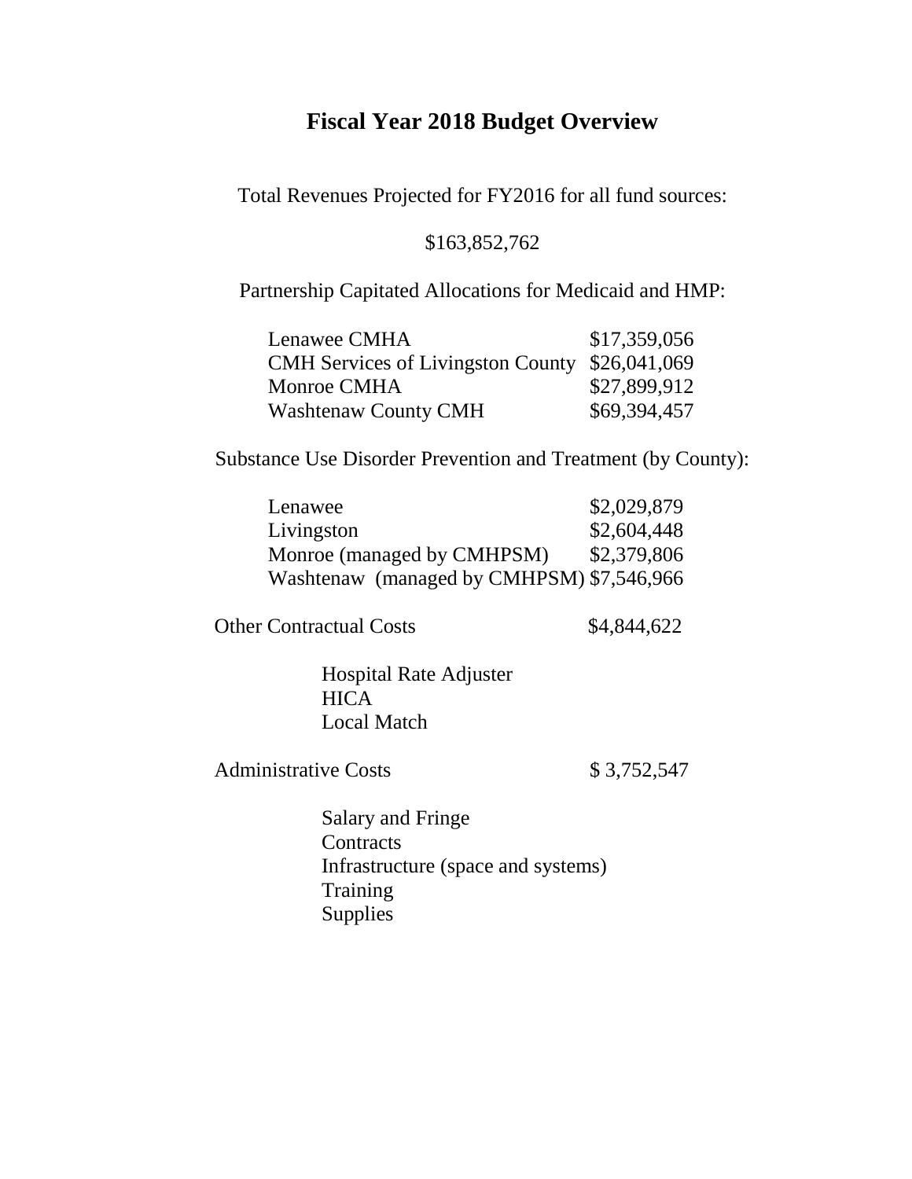# Fiscal Year 2018 Budget Overview

Total Revenues Projected for FY2016 for all fund sources:

$163,852,762

Partnership Capitated Allocations for Medicaid and HMP:

| | |
|---|---|
| Lenawee CMHA | $17,359,056 |
| CMH Services of Livingston County | $26,041,069 |
| Monroe CMHA | $27,899,912 |
| Washtenaw County CMH | $69,394,457 |

Substance Use Disorder Prevention and Treatment (by County):

| | |
|---|---|
| Lenawee | $2,029,879 |
| Livingston | $2,604,448 |
| Monroe (managed by CMHPSM) | $2,379,806 |
| Washtenaw (managed by CMHPSM) | $7,546,966 |

Other Contractual Costs $4,844,622

- Hospital Rate Adjuster
- HICA
- Local Match

Administrative Costs $ 3,752,547

- Salary and Fringe
- Contracts
- Infrastructure (space and systems)
- Training
- Supplies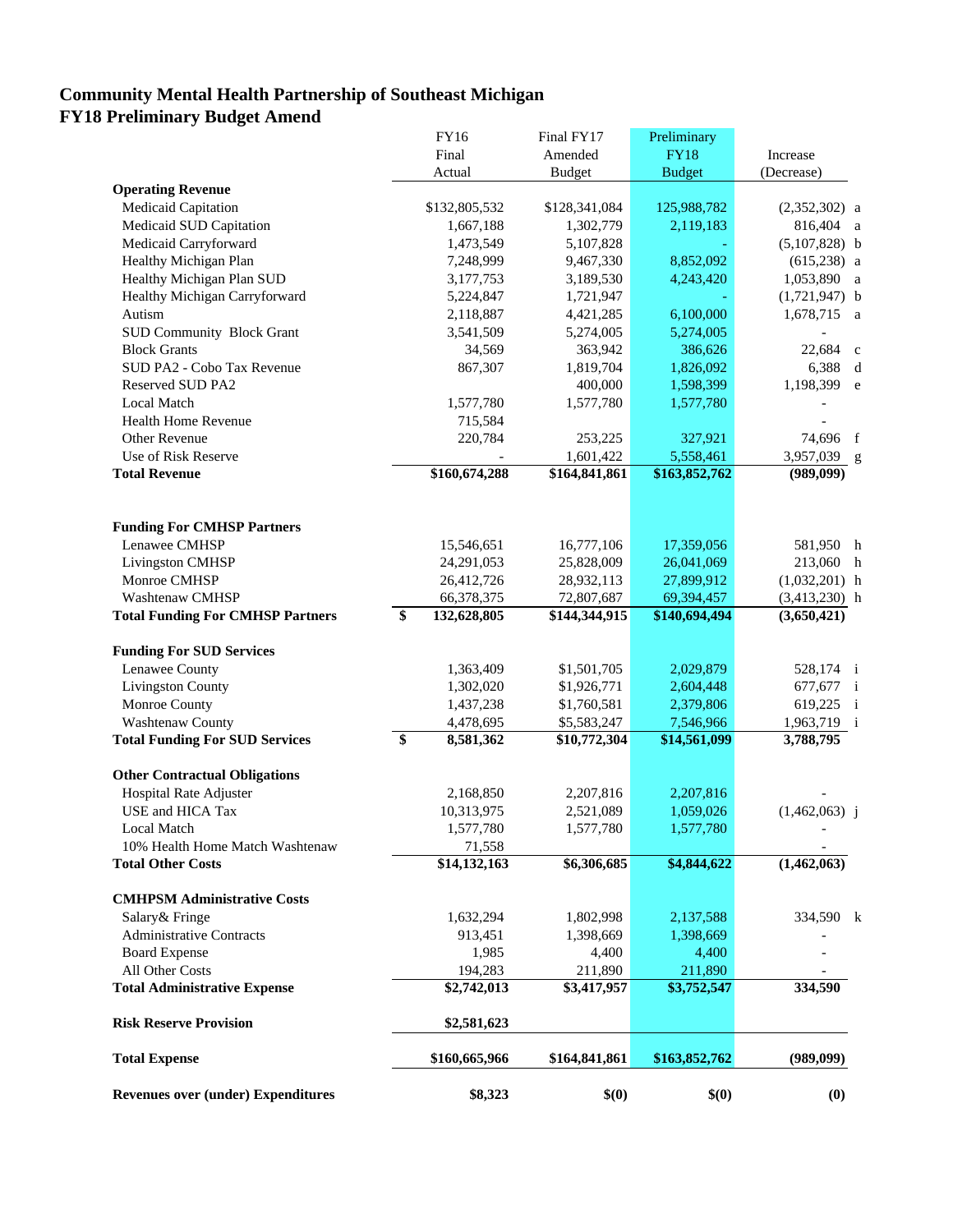# Community Mental Health Partnership of Southeast Michigan
## FY18 Preliminary Budget Amend

| | FY16 Final Actual | Final FY17 Amended Budget | Preliminary FY18 Budget | Increase (Decrease) | |
|---|---|---|---|---|---|
| **Operating Revenue** | | | | | |
| Medicaid Capitation | $132,805,532 | $128,341,084 | 125,988,782 | (2,352,302) | a |
| Medicaid SUD Capitation | 1,667,188 | 1,302,779 | 2,119,183 | 816,404 | a |
| Medicaid Carryforward | 1,473,549 | 5,107,828 | - | (5,107,828) | b |
| Healthy Michigan Plan | 7,248,999 | 9,467,330 | 8,852,092 | (615,238) | a |
| Healthy Michigan Plan SUD | 3,177,753 | 3,189,530 | 4,243,420 | 1,053,890 | a |
| Healthy Michigan Carryforward | 5,224,847 | 1,721,947 | - | (1,721,947) | b |
| Autism | 2,118,887 | 4,421,285 | 6,100,000 | 1,678,715 | a |
| SUD Community Block Grant | 3,541,509 | 5,274,005 | 5,274,005 | - | |
| Block Grants | 34,569 | 363,942 | 386,626 | 22,684 | c |
| SUD PA2 - Cobo Tax Revenue | 867,307 | 1,819,704 | 1,826,092 | 6,388 | d |
| Reserved SUD PA2 | | 400,000 | 1,598,399 | 1,198,399 | e |
| Local Match | 1,577,780 | 1,577,780 | 1,577,780 | - | |
| Health Home Revenue | 715,584 | | | - | |
| Other Revenue | 220,784 | 253,225 | 327,921 | 74,696 | f |
| Use of Risk Reserve | - | 1,601,422 | 5,558,461 | 3,957,039 | g |
| **Total Revenue** | **$160,674,288** | **$164,841,861** | **$163,852,762** | **(989,099)** | |
| | | | | | |
| **Funding For CMHSP Partners** | | | | | |
| Lenawee CMHSP | 15,546,651 | 16,777,106 | 17,359,056 | 581,950 | h |
| Livingston CMHSP | 24,291,053 | 25,828,009 | 26,041,069 | 213,060 | h |
| Monroe CMHSP | 26,412,726 | 28,932,113 | 27,899,912 | (1,032,201) | h |
| Washtenaw CMHSP | 66,378,375 | 72,807,687 | 69,394,457 | (3,413,230) | h |
| **Total Funding For CMHSP Partners** | **$ 132,628,805** | **$144,344,915** | **$140,694,494** | **(3,650,421)** | |
| | | | | | |
| **Funding For SUD Services** | | | | | |
| Lenawee County | 1,363,409 | $1,501,705 | 2,029,879 | 528,174 | i |
| Livingston County | 1,302,020 | $1,926,771 | 2,604,448 | 677,677 | i |
| Monroe County | 1,437,238 | $1,760,581 | 2,379,806 | 619,225 | i |
| Washtenaw County | 4,478,695 | $5,583,247 | 7,546,966 | 1,963,719 | i |
| **Total Funding For SUD Services** | **$ 8,581,362** | **$10,772,304** | **$14,561,099** | **3,788,795** | |
| | | | | | |
| **Other Contractual Obligations** | | | | | |
| Hospital Rate Adjuster | 2,168,850 | 2,207,816 | 2,207,816 | - | |
| USE and HICA Tax | 10,313,975 | 2,521,089 | 1,059,026 | (1,462,063) | j |
| Local Match | 1,577,780 | 1,577,780 | 1,577,780 | - | |
| 10% Health Home Match Washtenaw | 71,558 | | | - | |
| **Total Other Costs** | **$14,132,163** | **$6,306,685** | **$4,844,622** | **(1,462,063)** | |
| | | | | | |
| **CMHPSM Administrative Costs** | | | | | |
| Salary& Fringe | 1,632,294 | 1,802,998 | 2,137,588 | 334,590 | k |
| Administrative Contracts | 913,451 | 1,398,669 | 1,398,669 | - | |
| Board Expense | 1,985 | 4,400 | 4,400 | - | |
| All Other Costs | 194,283 | 211,890 | 211,890 | - | |
| **Total Administrative Expense** | **$2,742,013** | **$3,417,957** | **$3,752,547** | **334,590** | |
| | | | | | |
| **Risk Reserve Provision** | **$2,581,623** | | | | |
| | | | | | |
| **Total Expense** | **$160,665,966** | **$164,841,861** | **$163,852,762** | **(989,099)** | |
| | | | | | |
| **Revenues over (under) Expenditures** | **$8,323** | **$(0)** | **$(0)** | **(0)** | |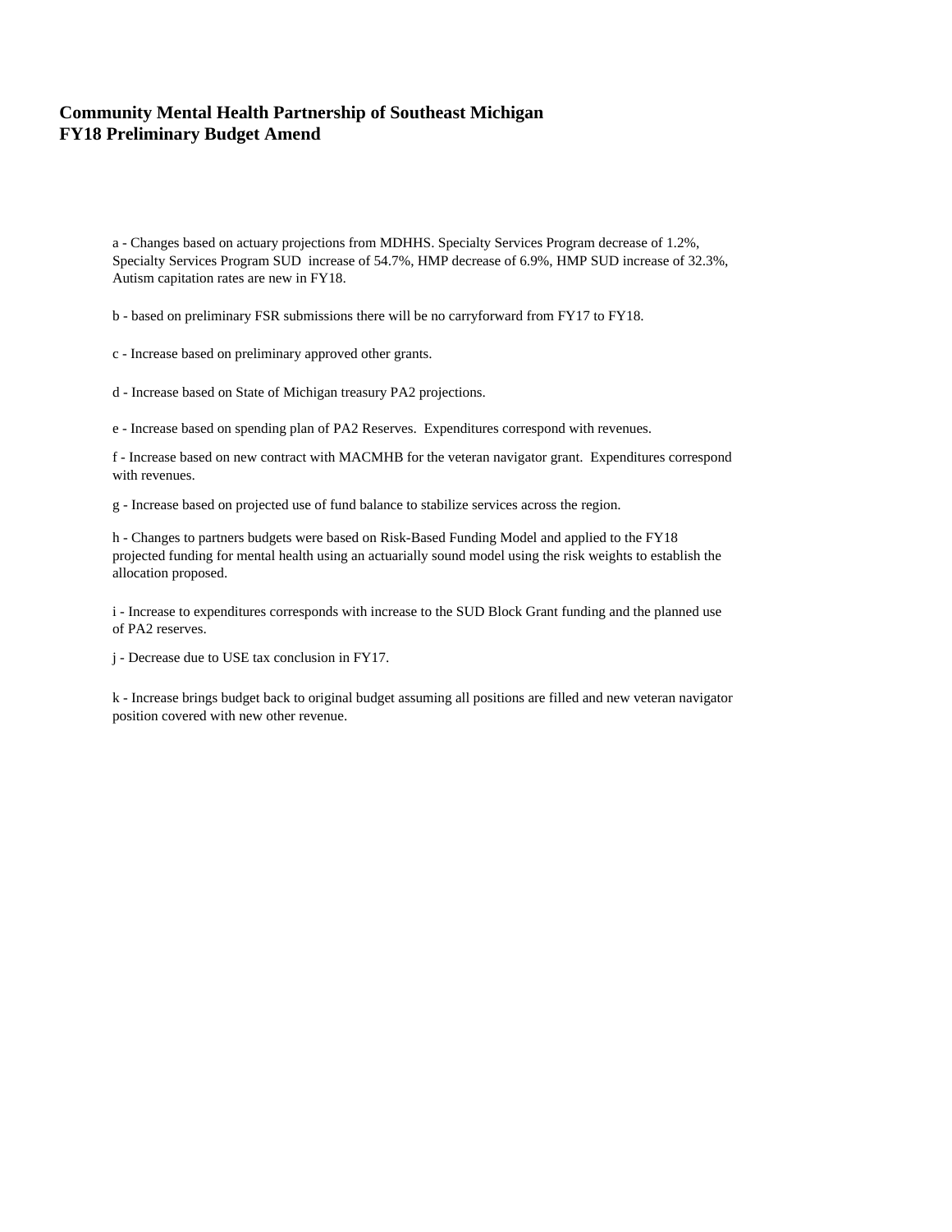**Community Mental Health Partnership of Southeast Michigan**
**FY18 Preliminary Budget Amend**

a - Changes based on actuary projections from MDHHS. Specialty Services Program decrease of 1.2%, Specialty Services Program SUD increase of 54.7%, HMP decrease of 6.9%, HMP SUD increase of 32.3%, Autism capitation rates are new in FY18.

b - based on preliminary FSR submissions there will be no carryforward from FY17 to FY18.

c - Increase based on preliminary approved other grants.

d - Increase based on State of Michigan treasury PA2 projections.

e - Increase based on spending plan of PA2 Reserves. Expenditures correspond with revenues.

f - Increase based on new contract with MACMHB for the veteran navigator grant. Expenditures correspond with revenues.

g - Increase based on projected use of fund balance to stabilize services across the region.

h - Changes to partners budgets were based on Risk-Based Funding Model and applied to the FY18 projected funding for mental health using an actuarially sound model using the risk weights to establish the allocation proposed.

i - Increase to expenditures corresponds with increase to the SUD Block Grant funding and the planned use of PA2 reserves.

j - Decrease due to USE tax conclusion in FY17.

k - Increase brings budget back to original budget assuming all positions are filled and new veteran navigator position covered with new other revenue.